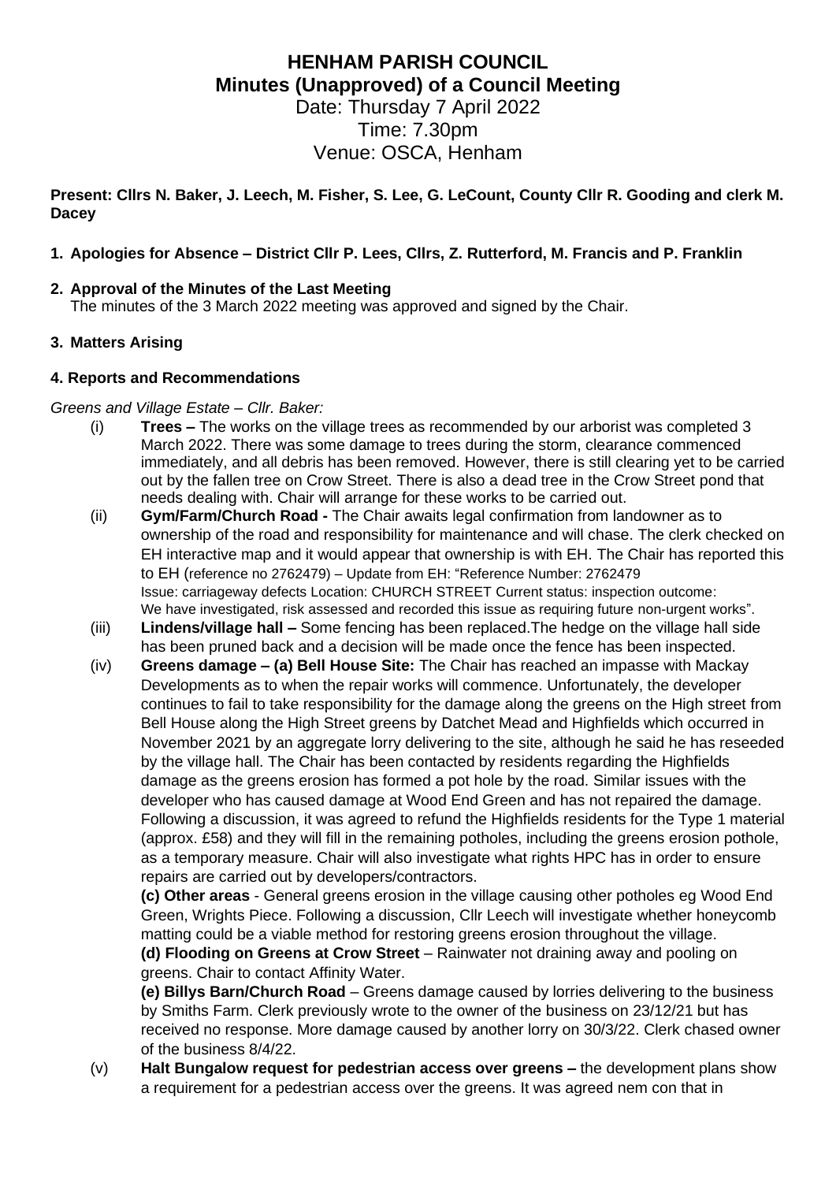# HENHAM PARISH COUNCIL
## Minutes (Unapproved) of a Council Meeting

Date: Thursday 7 April 2022
Time: 7.30pm
Venue: OSCA, Henham

**Present: Cllrs N. Baker, J. Leech, M. Fisher, S. Lee, G. LeCount, County Cllr R. Gooding and clerk M. Dacey**

1. **Apologies for Absence – District Cllr P. Lees, Cllrs, Z. Rutterford, M. Francis and P. Franklin**

2. **Approval of the Minutes of the Last Meeting**
   The minutes of the 3 March 2022 meeting was approved and signed by the Chair.

3. **Matters Arising**

**4. Reports and Recommendations**

*Greens and Village Estate – Cllr. Baker:*

(i) **Trees –** The works on the village trees as recommended by our arborist was completed 3 March 2022. There was some damage to trees during the storm, clearance commenced immediately, and all debris has been removed. However, there is still clearing yet to be carried out by the fallen tree on Crow Street. There is also a dead tree in the Crow Street pond that needs dealing with. Chair will arrange for these works to be carried out.

(ii) **Gym/Farm/Church Road -** The Chair awaits legal confirmation from landowner as to ownership of the road and responsibility for maintenance and will chase. The clerk checked on EH interactive map and it would appear that ownership is with EH. The Chair has reported this to EH (reference no 2762479) – Update from EH: "Reference Number: 2762479 Issue: carriageway defects Location: CHURCH STREET Current status: inspection outcome: We have investigated, risk assessed and recorded this issue as requiring future non-urgent works".

(iii) **Lindens/village hall –** Some fencing has been replaced.The hedge on the village hall side has been pruned back and a decision will be made once the fence has been inspected.

(iv) **Greens damage – (a) Bell House Site:** The Chair has reached an impasse with Mackay Developments as to when the repair works will commence. Unfortunately, the developer continues to fail to take responsibility for the damage along the greens on the High street from Bell House along the High Street greens by Datchet Mead and Highfields which occurred in November 2021 by an aggregate lorry delivering to the site, although he said he has reseeded by the village hall. The Chair has been contacted by residents regarding the Highfields damage as the greens erosion has formed a pot hole by the road. Similar issues with the developer who has caused damage at Wood End Green and has not repaired the damage. Following a discussion, it was agreed to refund the Highfields residents for the Type 1 material (approx. £58) and they will fill in the remaining potholes, including the greens erosion pothole, as a temporary measure. Chair will also investigate what rights HPC has in order to ensure repairs are carried out by developers/contractors.

**(c) Other areas** - General greens erosion in the village causing other potholes eg Wood End Green, Wrights Piece. Following a discussion, Cllr Leech will investigate whether honeycomb matting could be a viable method for restoring greens erosion throughout the village.

**(d) Flooding on Greens at Crow Street** – Rainwater not draining away and pooling on greens. Chair to contact Affinity Water.

**(e) Billys Barn/Church Road** – Greens damage caused by lorries delivering to the business by Smiths Farm. Clerk previously wrote to the owner of the business on 23/12/21 but has received no response. More damage caused by another lorry on 30/3/22. Clerk chased owner of the business 8/4/22.

(v) **Halt Bungalow request for pedestrian access over greens –** the development plans show a requirement for a pedestrian access over the greens. It was agreed nem con that in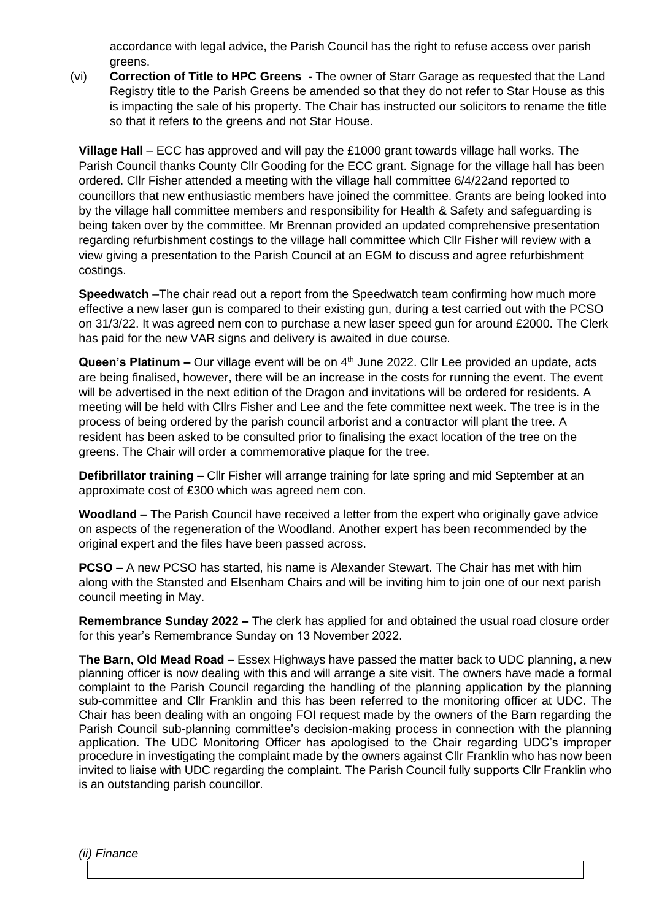accordance with legal advice, the Parish Council has the right to refuse access over parish greens.

(vi) **Correction of Title to HPC Greens -** The owner of Starr Garage as requested that the Land Registry title to the Parish Greens be amended so that they do not refer to Star House as this is impacting the sale of his property. The Chair has instructed our solicitors to rename the title so that it refers to the greens and not Star House.

**Village Hall** – ECC has approved and will pay the £1000 grant towards village hall works. The Parish Council thanks County Cllr Gooding for the ECC grant. Signage for the village hall has been ordered. Cllr Fisher attended a meeting with the village hall committee 6/4/22and reported to councillors that new enthusiastic members have joined the committee. Grants are being looked into by the village hall committee members and responsibility for Health & Safety and safeguarding is being taken over by the committee. Mr Brennan provided an updated comprehensive presentation regarding refurbishment costings to the village hall committee which Cllr Fisher will review with a view giving a presentation to the Parish Council at an EGM to discuss and agree refurbishment costings.

**Speedwatch** –The chair read out a report from the Speedwatch team confirming how much more effective a new laser gun is compared to their existing gun, during a test carried out with the PCSO on 31/3/22. It was agreed nem con to purchase a new laser speed gun for around £2000. The Clerk has paid for the new VAR signs and delivery is awaited in due course.

**Queen's Platinum –** Our village event will be on 4th June 2022. Cllr Lee provided an update, acts are being finalised, however, there will be an increase in the costs for running the event. The event will be advertised in the next edition of the Dragon and invitations will be ordered for residents. A meeting will be held with Cllrs Fisher and Lee and the fete committee next week. The tree is in the process of being ordered by the parish council arborist and a contractor will plant the tree. A resident has been asked to be consulted prior to finalising the exact location of the tree on the greens. The Chair will order a commemorative plaque for the tree.

**Defibrillator training –** Cllr Fisher will arrange training for late spring and mid September at an approximate cost of £300 which was agreed nem con.

**Woodland –** The Parish Council have received a letter from the expert who originally gave advice on aspects of the regeneration of the Woodland. Another expert has been recommended by the original expert and the files have been passed across.

**PCSO –** A new PCSO has started, his name is Alexander Stewart. The Chair has met with him along with the Stansted and Elsenham Chairs and will be inviting him to join one of our next parish council meeting in May.

**Remembrance Sunday 2022 –** The clerk has applied for and obtained the usual road closure order for this year's Remembrance Sunday on 13 November 2022.

**The Barn, Old Mead Road –** Essex Highways have passed the matter back to UDC planning, a new planning officer is now dealing with this and will arrange a site visit. The owners have made a formal complaint to the Parish Council regarding the handling of the planning application by the planning sub-committee and Cllr Franklin and this has been referred to the monitoring officer at UDC. The Chair has been dealing with an ongoing FOI request made by the owners of the Barn regarding the Parish Council sub-planning committee's decision-making process in connection with the planning application. The UDC Monitoring Officer has apologised to the Chair regarding UDC's improper procedure in investigating the complaint made by the owners against Cllr Franklin who has now been invited to liaise with UDC regarding the complaint. The Parish Council fully supports Cllr Franklin who is an outstanding parish councillor.

*(ii) Finance*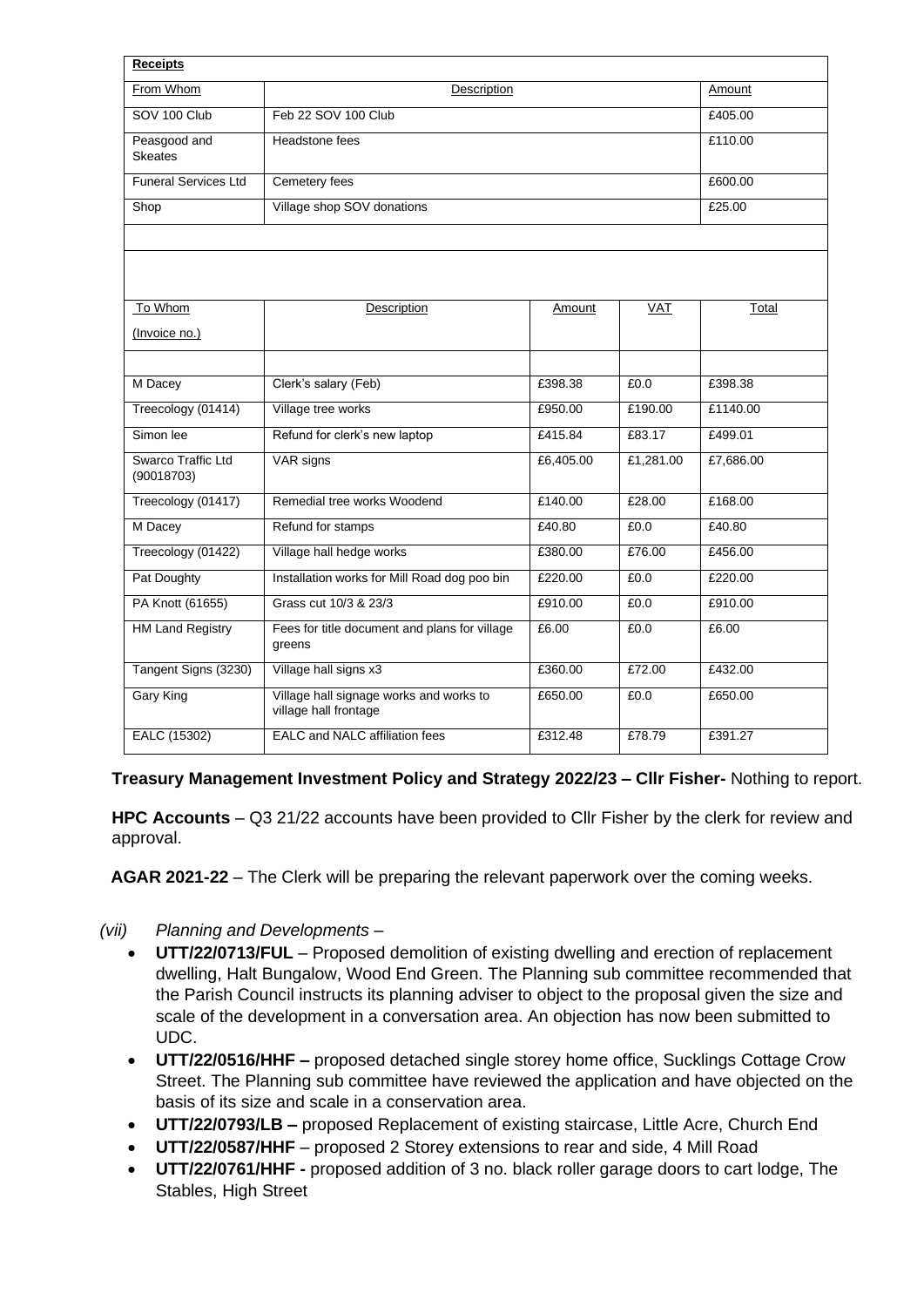| **Receipts** | | |
|---|---|---|
| From Whom | Description | Amount |
| SOV 100 Club | Feb 22 SOV 100 Club | £405.00 |
| Peasgood and Skeates | Headstone fees | £110.00 |
| Funeral Services Ltd | Cemetery fees | £600.00 |
| Shop | Village shop SOV donations | £25.00 |

| To Whom (Invoice no.) | Description | Amount | VAT | Total |
|---|---|---|---|---|
| | | | | |
| M Dacey | Clerk's salary (Feb) | £398.38 | £0.0 | £398.38 |
| Treecology (01414) | Village tree works | £950.00 | £190.00 | £1140.00 |
| Simon lee | Refund for clerk's new laptop | £415.84 | £83.17 | £499.01 |
| Swarco Traffic Ltd (90018703) | VAR signs | £6,405.00 | £1,281.00 | £7,686.00 |
| Treecology (01417) | Remedial tree works Woodend | £140.00 | £28.00 | £168.00 |
| M Dacey | Refund for stamps | £40.80 | £0.0 | £40.80 |
| Treecology (01422) | Village hall hedge works | £380.00 | £76.00 | £456.00 |
| Pat Doughty | Installation works for Mill Road dog poo bin | £220.00 | £0.0 | £220.00 |
| PA Knott (61655) | Grass cut 10/3 & 23/3 | £910.00 | £0.0 | £910.00 |
| HM Land Registry | Fees for title document and plans for village greens | £6.00 | £0.0 | £6.00 |
| Tangent Signs (3230) | Village hall signs x3 | £360.00 | £72.00 | £432.00 |
| Gary King | Village hall signage works and works to village hall frontage | £650.00 | £0.0 | £650.00 |
| EALC (15302) | EALC and NALC affiliation fees | £312.48 | £78.79 | £391.27 |

**Treasury Management Investment Policy and Strategy 2022/23 – Cllr Fisher-** Nothing to report.

**HPC Accounts** – Q3 21/22 accounts have been provided to Cllr Fisher by the clerk for review and approval.

**AGAR 2021-22** – The Clerk will be preparing the relevant paperwork over the coming weeks.

*(vii) Planning and Developments –*

- **UTT/22/0713/FUL** – Proposed demolition of existing dwelling and erection of replacement dwelling, Halt Bungalow, Wood End Green. The Planning sub committee recommended that the Parish Council instructs its planning adviser to object to the proposal given the size and scale of the development in a conversation area. An objection has now been submitted to UDC.
- **UTT/22/0516/HHF –** proposed detached single storey home office, Sucklings Cottage Crow Street. The Planning sub committee have reviewed the application and have objected on the basis of its size and scale in a conservation area.
- **UTT/22/0793/LB –** proposed Replacement of existing staircase, Little Acre, Church End
- **UTT/22/0587/HHF** – proposed 2 Storey extensions to rear and side, 4 Mill Road
- **UTT/22/0761/HHF -** proposed addition of 3 no. black roller garage doors to cart lodge, The Stables, High Street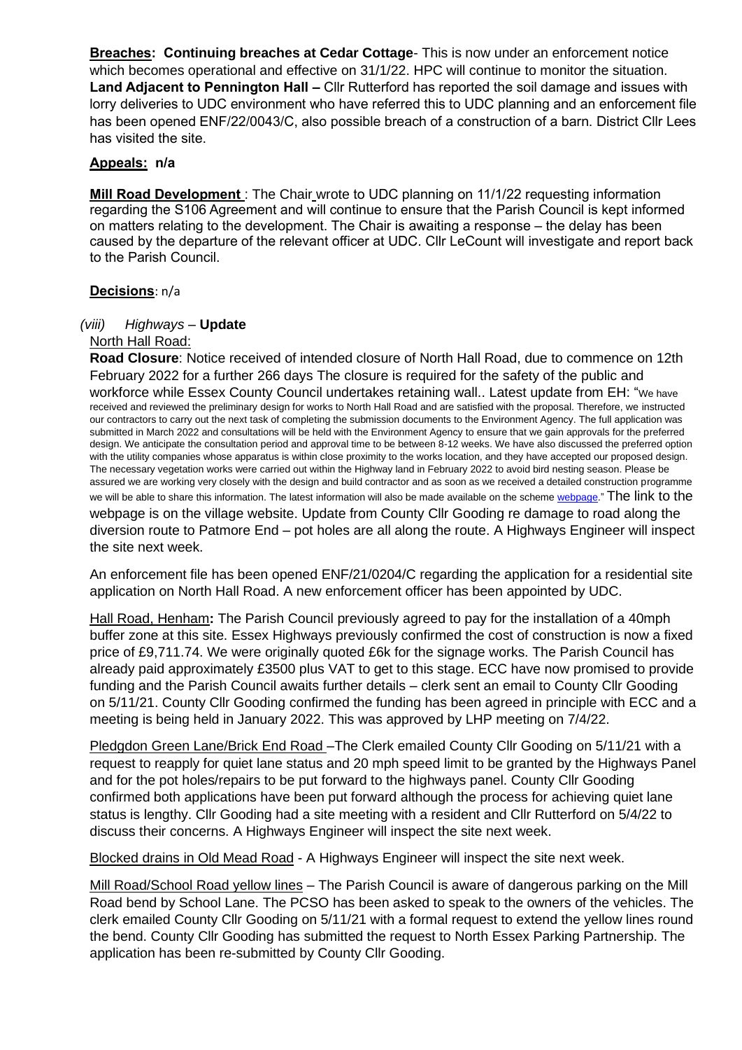**Breaches: Continuing breaches at Cedar Cottage**- This is now under an enforcement notice which becomes operational and effective on 31/1/22. HPC will continue to monitor the situation. **Land Adjacent to Pennington Hall –** Cllr Rutterford has reported the soil damage and issues with lorry deliveries to UDC environment who have referred this to UDC planning and an enforcement file has been opened ENF/22/0043/C, also possible breach of a construction of a barn. District Cllr Lees has visited the site.

**Appeals: n/a**

**Mill Road Development** : The Chair wrote to UDC planning on 11/1/22 requesting information regarding the S106 Agreement and will continue to ensure that the Parish Council is kept informed on matters relating to the development. The Chair is awaiting a response – the delay has been caused by the departure of the relevant officer at UDC. Cllr LeCount will investigate and report back to the Parish Council.

**Decisions**: n/a

*(viii) Highways* – **Update**

North Hall Road:

**Road Closure**: Notice received of intended closure of North Hall Road, due to commence on 12th February 2022 for a further 266 days The closure is required for the safety of the public and workforce while Essex County Council undertakes retaining wall.. Latest update from EH: "We have received and reviewed the preliminary design for works to North Hall Road and are satisfied with the proposal. Therefore, we instructed our contractors to carry out the next task of completing the submission documents to the Environment Agency. The full application was submitted in March 2022 and consultations will be held with the Environment Agency to ensure that we gain approvals for the preferred design. We anticipate the consultation period and approval time to be between 8-12 weeks. We have also discussed the preferred option with the utility companies whose apparatus is within close proximity to the works location, and they have accepted our proposed design. The necessary vegetation works were carried out within the Highway land in February 2022 to avoid bird nesting season. Please be assured we are working very closely with the design and build contractor and as soon as we received a detailed construction programme we will be able to share this information. The latest information will also be made available on the scheme webpage." The link to the webpage is on the village website. Update from County Cllr Gooding re damage to road along the diversion route to Patmore End – pot holes are all along the route. A Highways Engineer will inspect the site next week.

An enforcement file has been opened ENF/21/0204/C regarding the application for a residential site application on North Hall Road. A new enforcement officer has been appointed by UDC.

Hall Road, Henham**:** The Parish Council previously agreed to pay for the installation of a 40mph buffer zone at this site. Essex Highways previously confirmed the cost of construction is now a fixed price of £9,711.74. We were originally quoted £6k for the signage works. The Parish Council has already paid approximately £3500 plus VAT to get to this stage. ECC have now promised to provide funding and the Parish Council awaits further details – clerk sent an email to County Cllr Gooding on 5/11/21. County Cllr Gooding confirmed the funding has been agreed in principle with ECC and a meeting is being held in January 2022. This was approved by LHP meeting on 7/4/22.

Pledgdon Green Lane/Brick End Road –The Clerk emailed County Cllr Gooding on 5/11/21 with a request to reapply for quiet lane status and 20 mph speed limit to be granted by the Highways Panel and for the pot holes/repairs to be put forward to the highways panel. County Cllr Gooding confirmed both applications have been put forward although the process for achieving quiet lane status is lengthy. Cllr Gooding had a site meeting with a resident and Cllr Rutterford on 5/4/22 to discuss their concerns. A Highways Engineer will inspect the site next week.

Blocked drains in Old Mead Road - A Highways Engineer will inspect the site next week.

Mill Road/School Road yellow lines – The Parish Council is aware of dangerous parking on the Mill Road bend by School Lane. The PCSO has been asked to speak to the owners of the vehicles. The clerk emailed County Cllr Gooding on 5/11/21 with a formal request to extend the yellow lines round the bend. County Cllr Gooding has submitted the request to North Essex Parking Partnership. The application has been re-submitted by County Cllr Gooding.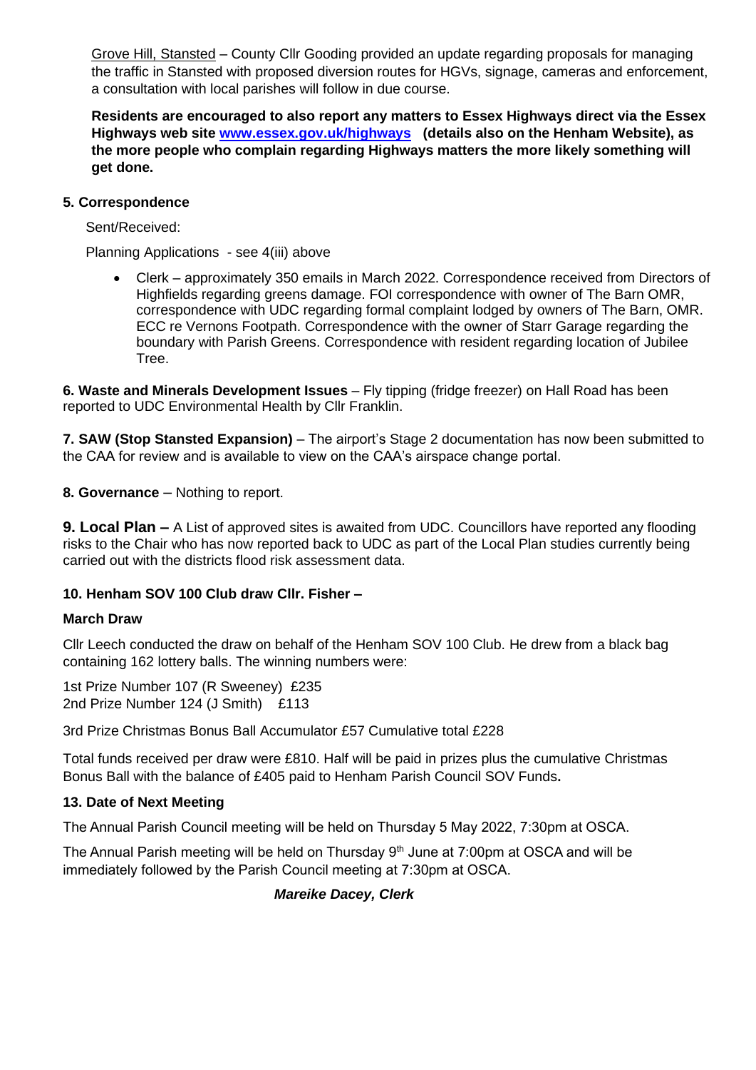Grove Hill, Stansted – County Cllr Gooding provided an update regarding proposals for managing the traffic in Stansted with proposed diversion routes for HGVs, signage, cameras and enforcement, a consultation with local parishes will follow in due course.

**Residents are encouraged to also report any matters to Essex Highways direct via the Essex Highways web site [www.essex.gov.uk/highways](www.essex.gov.uk/highways) (details also on the Henham Website), as the more people who complain regarding Highways matters the more likely something will get done.**

### 5. Correspondence

Sent/Received:

Planning Applications - see 4(iii) above

- Clerk – approximately 350 emails in March 2022. Correspondence received from Directors of Highfields regarding greens damage. FOI correspondence with owner of The Barn OMR, correspondence with UDC regarding formal complaint lodged by owners of The Barn, OMR. ECC re Vernons Footpath. Correspondence with the owner of Starr Garage regarding the boundary with Parish Greens. Correspondence with resident regarding location of Jubilee Tree.

**6. Waste and Minerals Development Issues** – Fly tipping (fridge freezer) on Hall Road has been reported to UDC Environmental Health by Cllr Franklin.

**7. SAW (Stop Stansted Expansion)** – The airport's Stage 2 documentation has now been submitted to the CAA for review and is available to view on the CAA's airspace change portal.

**8. Governance** – Nothing to report.

**9. Local Plan –** A List of approved sites is awaited from UDC. Councillors have reported any flooding risks to the Chair who has now reported back to UDC as part of the Local Plan studies currently being carried out with the districts flood risk assessment data.

### 10. Henham SOV 100 Club draw Cllr. Fisher –

**March Draw**

Cllr Leech conducted the draw on behalf of the Henham SOV 100 Club. He drew from a black bag containing 162 lottery balls. The winning numbers were:

1st Prize Number 107 (R Sweeney) £235
2nd Prize Number 124 (J Smith) £113

3rd Prize Christmas Bonus Ball Accumulator £57 Cumulative total £228

Total funds received per draw were £810. Half will be paid in prizes plus the cumulative Christmas Bonus Ball with the balance of £405 paid to Henham Parish Council SOV Funds**.**

### 13. Date of Next Meeting

The Annual Parish Council meeting will be held on Thursday 5 May 2022, 7:30pm at OSCA.

The Annual Parish meeting will be held on Thursday 9th June at 7:00pm at OSCA and will be immediately followed by the Parish Council meeting at 7:30pm at OSCA.

***Mareike Dacey, Clerk***